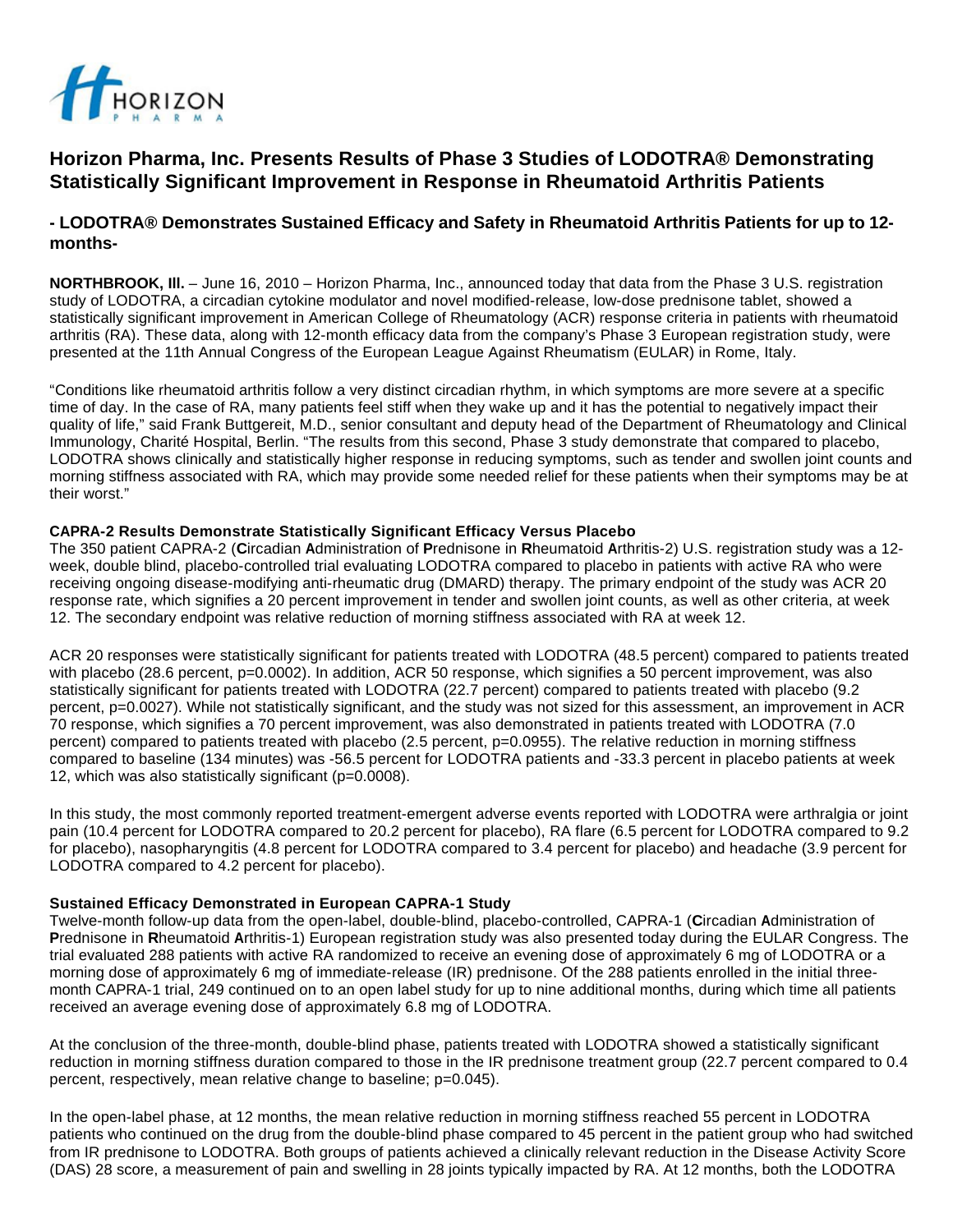HORIZON PHARMA

# Horizon Pharma, Inc. Presents Results of Phase 3 Studies of LODOTRA® Demonstrating Statistically Significant Improvement in Response in Rheumatoid Arthritis Patients

## - LODOTRA® Demonstrates Sustained Efficacy and Safety in Rheumatoid Arthritis Patients for up to 12-months-

**NORTHBROOK, Ill.** – June 16, 2010 – Horizon Pharma, Inc., announced today that data from the Phase 3 U.S. registration study of LODOTRA, a circadian cytokine modulator and novel modified-release, low-dose prednisone tablet, showed a statistically significant improvement in American College of Rheumatology (ACR) response criteria in patients with rheumatoid arthritis (RA). These data, along with 12-month efficacy data from the company's Phase 3 European registration study, were presented at the 11th Annual Congress of the European League Against Rheumatism (EULAR) in Rome, Italy.

"Conditions like rheumatoid arthritis follow a very distinct circadian rhythm, in which symptoms are more severe at a specific time of day. In the case of RA, many patients feel stiff when they wake up and it has the potential to negatively impact their quality of life," said Frank Buttgereit, M.D., senior consultant and deputy head of the Department of Rheumatology and Clinical Immunology, Charité Hospital, Berlin. "The results from this second, Phase 3 study demonstrate that compared to placebo, LODOTRA shows clinically and statistically higher response in reducing symptoms, such as tender and swollen joint counts and morning stiffness associated with RA, which may provide some needed relief for these patients when their symptoms may be at their worst."

**CAPRA-2 Results Demonstrate Statistically Significant Efficacy Versus Placebo**

The 350 patient CAPRA-2 (**C**ircadian **A**dministration of **P**rednisone in **R**heumatoid **A**rthritis-2) U.S. registration study was a 12-week, double blind, placebo-controlled trial evaluating LODOTRA compared to placebo in patients with active RA who were receiving ongoing disease-modifying anti-rheumatic drug (DMARD) therapy. The primary endpoint of the study was ACR 20 response rate, which signifies a 20 percent improvement in tender and swollen joint counts, as well as other criteria, at week 12. The secondary endpoint was relative reduction of morning stiffness associated with RA at week 12.

ACR 20 responses were statistically significant for patients treated with LODOTRA (48.5 percent) compared to patients treated with placebo (28.6 percent, p=0.0002). In addition, ACR 50 response, which signifies a 50 percent improvement, was also statistically significant for patients treated with LODOTRA (22.7 percent) compared to patients treated with placebo (9.2 percent, p=0.0027). While not statistically significant, and the study was not sized for this assessment, an improvement in ACR 70 response, which signifies a 70 percent improvement, was also demonstrated in patients treated with LODOTRA (7.0 percent) compared to patients treated with placebo (2.5 percent, p=0.0955). The relative reduction in morning stiffness compared to baseline (134 minutes) was -56.5 percent for LODOTRA patients and -33.3 percent in placebo patients at week 12, which was also statistically significant (p=0.0008).

In this study, the most commonly reported treatment-emergent adverse events reported with LODOTRA were arthralgia or joint pain (10.4 percent for LODOTRA compared to 20.2 percent for placebo), RA flare (6.5 percent for LODOTRA compared to 9.2 for placebo), nasopharyngitis (4.8 percent for LODOTRA compared to 3.4 percent for placebo) and headache (3.9 percent for LODOTRA compared to 4.2 percent for placebo).

**Sustained Efficacy Demonstrated in European CAPRA-1 Study**

Twelve-month follow-up data from the open-label, double-blind, placebo-controlled, CAPRA-1 (**C**ircadian **A**dministration of **P**rednisone in **R**heumatoid **A**rthritis-1) European registration study was also presented today during the EULAR Congress. The trial evaluated 288 patients with active RA randomized to receive an evening dose of approximately 6 mg of LODOTRA or a morning dose of approximately 6 mg of immediate-release (IR) prednisone. Of the 288 patients enrolled in the initial three-month CAPRA-1 trial, 249 continued on to an open label study for up to nine additional months, during which time all patients received an average evening dose of approximately 6.8 mg of LODOTRA.

At the conclusion of the three-month, double-blind phase, patients treated with LODOTRA showed a statistically significant reduction in morning stiffness duration compared to those in the IR prednisone treatment group (22.7 percent compared to 0.4 percent, respectively, mean relative change to baseline; p=0.045).

In the open-label phase, at 12 months, the mean relative reduction in morning stiffness reached 55 percent in LODOTRA patients who continued on the drug from the double-blind phase compared to 45 percent in the patient group who had switched from IR prednisone to LODOTRA. Both groups of patients achieved a clinically relevant reduction in the Disease Activity Score (DAS) 28 score, a measurement of pain and swelling in 28 joints typically impacted by RA. At 12 months, both the LODOTRA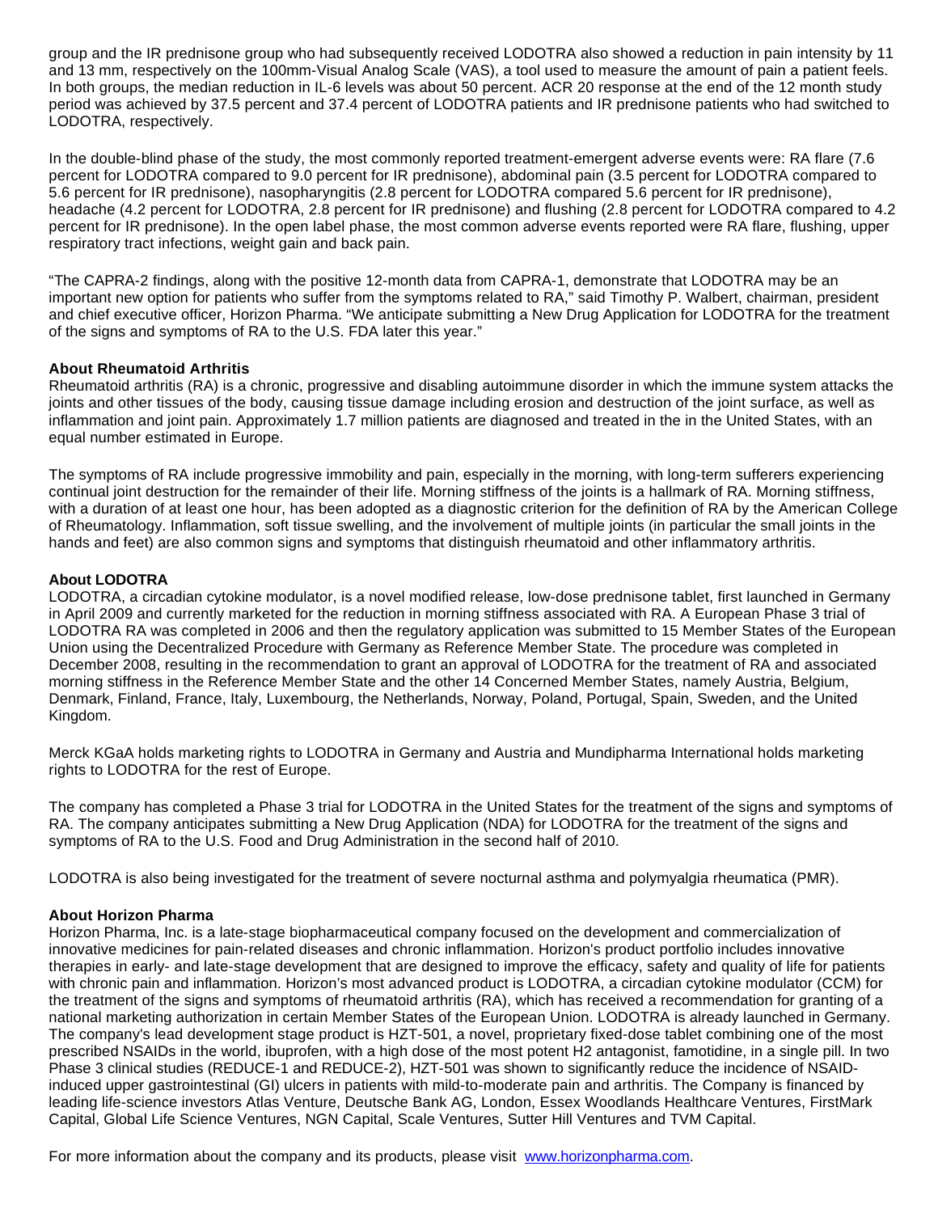group and the IR prednisone group who had subsequently received LODOTRA also showed a reduction in pain intensity by 11 and 13 mm, respectively on the 100mm-Visual Analog Scale (VAS), a tool used to measure the amount of pain a patient feels. In both groups, the median reduction in IL-6 levels was about 50 percent. ACR 20 response at the end of the 12 month study period was achieved by 37.5 percent and 37.4 percent of LODOTRA patients and IR prednisone patients who had switched to LODOTRA, respectively.

In the double-blind phase of the study, the most commonly reported treatment-emergent adverse events were: RA flare (7.6 percent for LODOTRA compared to 9.0 percent for IR prednisone), abdominal pain (3.5 percent for LODOTRA compared to 5.6 percent for IR prednisone), nasopharyngitis (2.8 percent for LODOTRA compared 5.6 percent for IR prednisone), headache (4.2 percent for LODOTRA, 2.8 percent for IR prednisone) and flushing (2.8 percent for LODOTRA compared to 4.2 percent for IR prednisone). In the open label phase, the most common adverse events reported were RA flare, flushing, upper respiratory tract infections, weight gain and back pain.

"The CAPRA-2 findings, along with the positive 12-month data from CAPRA-1, demonstrate that LODOTRA may be an important new option for patients who suffer from the symptoms related to RA," said Timothy P. Walbert, chairman, president and chief executive officer, Horizon Pharma. "We anticipate submitting a New Drug Application for LODOTRA for the treatment of the signs and symptoms of RA to the U.S. FDA later this year."

**About Rheumatoid Arthritis**

Rheumatoid arthritis (RA) is a chronic, progressive and disabling autoimmune disorder in which the immune system attacks the joints and other tissues of the body, causing tissue damage including erosion and destruction of the joint surface, as well as inflammation and joint pain. Approximately 1.7 million patients are diagnosed and treated in the in the United States, with an equal number estimated in Europe.

The symptoms of RA include progressive immobility and pain, especially in the morning, with long-term sufferers experiencing continual joint destruction for the remainder of their life. Morning stiffness of the joints is a hallmark of RA. Morning stiffness, with a duration of at least one hour, has been adopted as a diagnostic criterion for the definition of RA by the American College of Rheumatology. Inflammation, soft tissue swelling, and the involvement of multiple joints (in particular the small joints in the hands and feet) are also common signs and symptoms that distinguish rheumatoid and other inflammatory arthritis.

**About LODOTRA**

LODOTRA, a circadian cytokine modulator, is a novel modified release, low-dose prednisone tablet, first launched in Germany in April 2009 and currently marketed for the reduction in morning stiffness associated with RA. A European Phase 3 trial of LODOTRA RA was completed in 2006 and then the regulatory application was submitted to 15 Member States of the European Union using the Decentralized Procedure with Germany as Reference Member State. The procedure was completed in December 2008, resulting in the recommendation to grant an approval of LODOTRA for the treatment of RA and associated morning stiffness in the Reference Member State and the other 14 Concerned Member States, namely Austria, Belgium, Denmark, Finland, France, Italy, Luxembourg, the Netherlands, Norway, Poland, Portugal, Spain, Sweden, and the United Kingdom.

Merck KGaA holds marketing rights to LODOTRA in Germany and Austria and Mundipharma International holds marketing rights to LODOTRA for the rest of Europe.

The company has completed a Phase 3 trial for LODOTRA in the United States for the treatment of the signs and symptoms of RA. The company anticipates submitting a New Drug Application (NDA) for LODOTRA for the treatment of the signs and symptoms of RA to the U.S. Food and Drug Administration in the second half of 2010.

LODOTRA is also being investigated for the treatment of severe nocturnal asthma and polymyalgia rheumatica (PMR).

**About Horizon Pharma**

Horizon Pharma, Inc. is a late-stage biopharmaceutical company focused on the development and commercialization of innovative medicines for pain-related diseases and chronic inflammation. Horizon's product portfolio includes innovative therapies in early- and late-stage development that are designed to improve the efficacy, safety and quality of life for patients with chronic pain and inflammation. Horizon's most advanced product is LODOTRA, a circadian cytokine modulator (CCM) for the treatment of the signs and symptoms of rheumatoid arthritis (RA), which has received a recommendation for granting of a national marketing authorization in certain Member States of the European Union. LODOTRA is already launched in Germany. The company's lead development stage product is HZT-501, a novel, proprietary fixed-dose tablet combining one of the most prescribed NSAIDs in the world, ibuprofen, with a high dose of the most potent H2 antagonist, famotidine, in a single pill. In two Phase 3 clinical studies (REDUCE-1 and REDUCE-2), HZT-501 was shown to significantly reduce the incidence of NSAID-induced upper gastrointestinal (GI) ulcers in patients with mild-to-moderate pain and arthritis. The Company is financed by leading life-science investors Atlas Venture, Deutsche Bank AG, London, Essex Woodlands Healthcare Ventures, FirstMark Capital, Global Life Science Ventures, NGN Capital, Scale Ventures, Sutter Hill Ventures and TVM Capital.

For more information about the company and its products, please visit [www.horizonpharma.com](http://www.horizonpharma.com).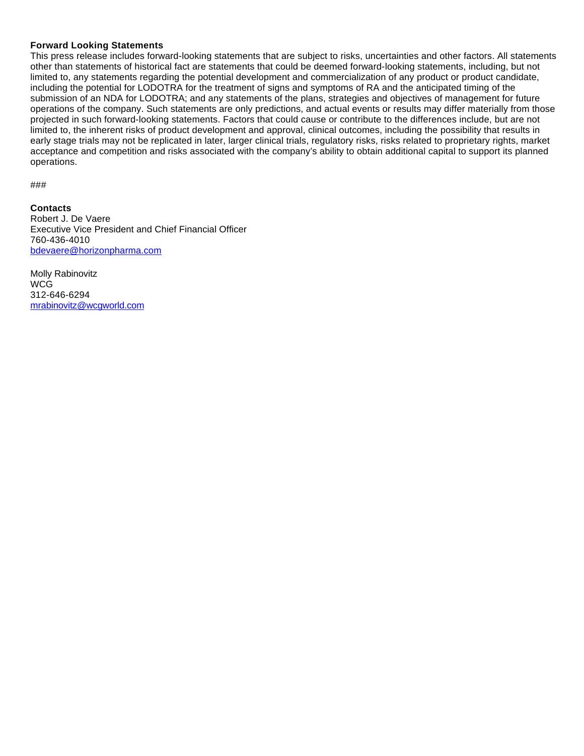**Forward Looking Statements**

This press release includes forward-looking statements that are subject to risks, uncertainties and other factors. All statements other than statements of historical fact are statements that could be deemed forward-looking statements, including, but not limited to, any statements regarding the potential development and commercialization of any product or product candidate, including the potential for LODOTRA for the treatment of signs and symptoms of RA and the anticipated timing of the submission of an NDA for LODOTRA; and any statements of the plans, strategies and objectives of management for future operations of the company. Such statements are only predictions, and actual events or results may differ materially from those projected in such forward-looking statements. Factors that could cause or contribute to the differences include, but are not limited to, the inherent risks of product development and approval, clinical outcomes, including the possibility that results in early stage trials may not be replicated in later, larger clinical trials, regulatory risks, risks related to proprietary rights, market acceptance and competition and risks associated with the company's ability to obtain additional capital to support its planned operations.

###

**Contacts**

Robert J. De Vaere
Executive Vice President and Chief Financial Officer
760-436-4010
bdevaere@horizonpharma.com

Molly Rabinovitz
WCG
312-646-6294
mrabinovitz@wcgworld.com